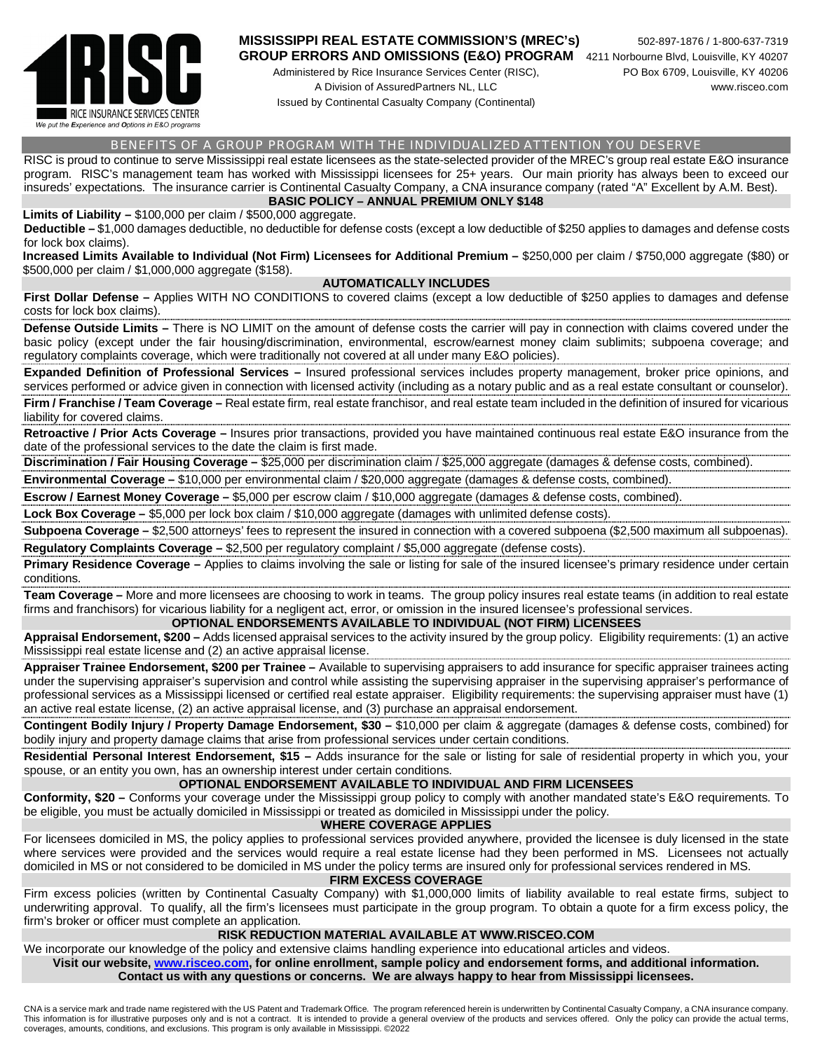RISC
RICE INSURANCE SERVICES CENTER
*We put the Experience and Options in E&O programs*

# MISSISSIPPI REAL ESTATE COMMISSION'S (MREC's) GROUP ERRORS AND OMISSIONS (E&O) PROGRAM

Administered by Rice Insurance Services Center (RISC),
A Division of AssuredPartners NL, LLC
Issued by Continental Casualty Company (Continental)

502-897-1876 / 1-800-637-7319
4211 Norbourne Blvd, Louisville, KY 40207
PO Box 6709, Louisville, KY 40206
www.risceo.com

## BENEFITS OF A GROUP PROGRAM WITH THE INDIVIDUALIZED ATTENTION YOU DESERVE

RISC is proud to continue to serve Mississippi real estate licensees as the state-selected provider of the MREC's group real estate E&O insurance program. RISC's management team has worked with Mississippi licensees for 25+ years. Our main priority has always been to exceed our insureds' expectations. The insurance carrier is Continental Casualty Company, a CNA insurance company (rated "A" Excellent by A.M. Best).

## BASIC POLICY – ANNUAL PREMIUM ONLY $148

**Limits of Liability –** $100,000 per claim / $500,000 aggregate.

**Deductible –** $1,000 damages deductible, no deductible for defense costs (except a low deductible of $250 applies to damages and defense costs for lock box claims).

**Increased Limits Available to Individual (Not Firm) Licensees for Additional Premium –** $250,000 per claim / $750,000 aggregate ($80) or $500,000 per claim / $1,000,000 aggregate ($158).

## AUTOMATICALLY INCLUDES

**First Dollar Defense –** Applies WITH NO CONDITIONS to covered claims (except a low deductible of $250 applies to damages and defense costs for lock box claims).

**Defense Outside Limits –** There is NO LIMIT on the amount of defense costs the carrier will pay in connection with claims covered under the basic policy (except under the fair housing/discrimination, environmental, escrow/earnest money claim sublimits; subpoena coverage; and regulatory complaints coverage, which were traditionally not covered at all under many E&O policies).

**Expanded Definition of Professional Services –** Insured professional services includes property management, broker price opinions, and services performed or advice given in connection with licensed activity (including as a notary public and as a real estate consultant or counselor).

**Firm / Franchise / Team Coverage –** Real estate firm, real estate franchisor, and real estate team included in the definition of insured for vicarious liability for covered claims.

**Retroactive / Prior Acts Coverage –** Insures prior transactions, provided you have maintained continuous real estate E&O insurance from the date of the professional services to the date the claim is first made.

**Discrimination / Fair Housing Coverage –** $25,000 per discrimination claim / $25,000 aggregate (damages & defense costs, combined).

**Environmental Coverage –** $10,000 per environmental claim / $20,000 aggregate (damages & defense costs, combined).

**Escrow / Earnest Money Coverage –** $5,000 per escrow claim / $10,000 aggregate (damages & defense costs, combined).

**Lock Box Coverage –** $5,000 per lock box claim / $10,000 aggregate (damages with unlimited defense costs).

**Subpoena Coverage –** $2,500 attorneys' fees to represent the insured in connection with a covered subpoena ($2,500 maximum all subpoenas).

**Regulatory Complaints Coverage –** $2,500 per regulatory complaint / $5,000 aggregate (defense costs).

**Primary Residence Coverage –** Applies to claims involving the sale or listing for sale of the insured licensee's primary residence under certain conditions.

**Team Coverage –** More and more licensees are choosing to work in teams. The group policy insures real estate teams (in addition to real estate firms and franchisors) for vicarious liability for a negligent act, error, or omission in the insured licensee's professional services.

## OPTIONAL ENDORSEMENTS AVAILABLE TO INDIVIDUAL (NOT FIRM) LICENSEES

**Appraisal Endorsement, $200 –** Adds licensed appraisal services to the activity insured by the group policy. Eligibility requirements: (1) an active Mississippi real estate license and (2) an active appraisal license.

**Appraiser Trainee Endorsement, $200 per Trainee –** Available to supervising appraisers to add insurance for specific appraiser trainees acting under the supervising appraiser's supervision and control while assisting the supervising appraiser in the supervising appraiser's performance of professional services as a Mississippi licensed or certified real estate appraiser. Eligibility requirements: the supervising appraiser must have (1) an active real estate license, (2) an active appraisal license, and (3) purchase an appraisal endorsement.

**Contingent Bodily Injury / Property Damage Endorsement, $30 –** $10,000 per claim & aggregate (damages & defense costs, combined) for bodily injury and property damage claims that arise from professional services under certain conditions.

**Residential Personal Interest Endorsement, $15 –** Adds insurance for the sale or listing for sale of residential property in which you, your spouse, or an entity you own, has an ownership interest under certain conditions.

## OPTIONAL ENDORSEMENT AVAILABLE TO INDIVIDUAL AND FIRM LICENSEES

**Conformity, $20 –** Conforms your coverage under the Mississippi group policy to comply with another mandated state's E&O requirements. To be eligible, you must be actually domiciled in Mississippi or treated as domiciled in Mississippi under the policy.

## WHERE COVERAGE APPLIES

For licensees domiciled in MS, the policy applies to professional services provided anywhere, provided the licensee is duly licensed in the state where services were provided and the services would require a real estate license had they been performed in MS. Licensees not actually domiciled in MS or not considered to be domiciled in MS under the policy terms are insured only for professional services rendered in MS.

## FIRM EXCESS COVERAGE

Firm excess policies (written by Continental Casualty Company) with $1,000,000 limits of liability available to real estate firms, subject to underwriting approval. To qualify, all the firm's licensees must participate in the group program. To obtain a quote for a firm excess policy, the firm's broker or officer must complete an application.

## RISK REDUCTION MATERIAL AVAILABLE AT WWW.RISCEO.COM

We incorporate our knowledge of the policy and extensive claims handling experience into educational articles and videos.

**Visit our website, [www.risceo.com](www.risceo.com), for online enrollment, sample policy and endorsement forms, and additional information. Contact us with any questions or concerns. We are always happy to hear from Mississippi licensees.**

CNA is a service mark and trade name registered with the US Patent and Trademark Office. The program referenced herein is underwritten by Continental Casualty Company, a CNA insurance company. This information is for illustrative purposes only and is not a contract. It is intended to provide a general overview of the products and services offered. Only the policy can provide the actual terms, coverages, amounts, conditions, and exclusions. This program is only available in Mississippi. ©2022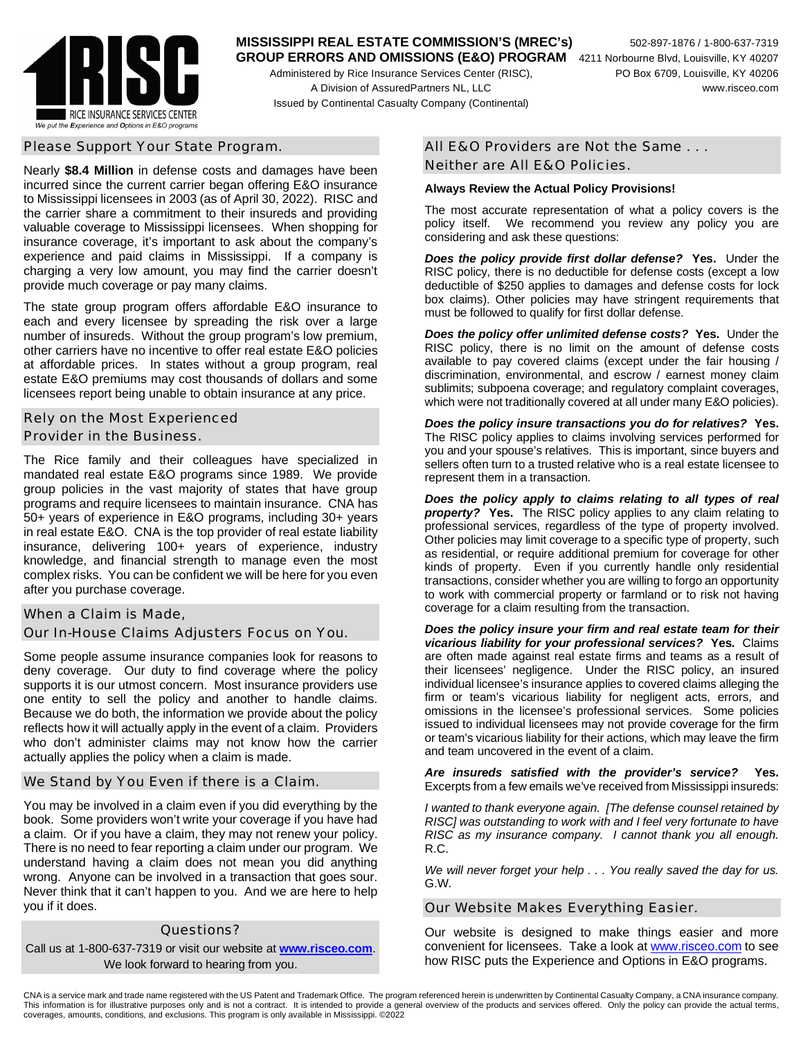**MISSISSIPPI REAL ESTATE COMMISSION'S (MREC's) GROUP ERRORS AND OMISSIONS (E&O) PROGRAM**

Administered by Rice Insurance Services Center (RISC), A Division of AssuredPartners NL, LLC
Issued by Continental Casualty Company (Continental)

502-897-1876 / 1-800-637-7319
4211 Norbourne Blvd, Louisville, KY 40207
PO Box 6709, Louisville, KY 40206
www.risceo.com

RISC — RICE INSURANCE SERVICES CENTER
*We put the Experience and Options in E&O programs*

## Please Support Your State Program.

Nearly **$8.4 Million** in defense costs and damages have been incurred since the current carrier began offering E&O insurance to Mississippi licensees in 2003 (as of April 30, 2022). RISC and the carrier share a commitment to their insureds and providing valuable coverage to Mississippi licensees. When shopping for insurance coverage, it's important to ask about the company's experience and paid claims in Mississippi. If a company is charging a very low amount, you may find the carrier doesn't provide much coverage or pay many claims.

The state group program offers affordable E&O insurance to each and every licensee by spreading the risk over a large number of insureds. Without the group program's low premium, other carriers have no incentive to offer real estate E&O policies at affordable prices. In states without a group program, real estate E&O premiums may cost thousands of dollars and some licensees report being unable to obtain insurance at any price.

## Rely on the Most Experienced Provider in the Business.

The Rice family and their colleagues have specialized in mandated real estate E&O programs since 1989. We provide group policies in the vast majority of states that have group programs and require licensees to maintain insurance. CNA has 50+ years of experience in E&O programs, including 30+ years in real estate E&O. CNA is the top provider of real estate liability insurance, delivering 100+ years of experience, industry knowledge, and financial strength to manage even the most complex risks. You can be confident we will be here for you even after you purchase coverage.

## When a Claim is Made, Our In-House Claims Adjusters Focus on You.

Some people assume insurance companies look for reasons to deny coverage. Our duty to find coverage where the policy supports it is our utmost concern. Most insurance providers use one entity to sell the policy and another to handle claims. Because we do both, the information we provide about the policy reflects how it will actually apply in the event of a claim. Providers who don't administer claims may not know how the carrier actually applies the policy when a claim is made.

## We Stand by You Even if there is a Claim.

You may be involved in a claim even if you did everything by the book. Some providers won't write your coverage if you have had a claim. Or if you have a claim, they may not renew your policy. There is no need to fear reporting a claim under our program. We understand having a claim does not mean you did anything wrong. Anyone can be involved in a transaction that goes sour. Never think that it can't happen to you. And we are here to help you if it does.

## Questions?

Call us at 1-800-637-7319 or visit our website at **www.risceo.com**. We look forward to hearing from you.

## All E&O Providers are Not the Same . . . Neither are All E&O Policies.

**Always Review the Actual Policy Provisions!**

The most accurate representation of what a policy covers is the policy itself. We recommend you review any policy you are considering and ask these questions:

***Does the policy provide first dollar defense?*** **Yes.** Under the RISC policy, there is no deductible for defense costs (except a low deductible of $250 applies to damages and defense costs for lock box claims). Other policies may have stringent requirements that must be followed to qualify for first dollar defense.

***Does the policy offer unlimited defense costs?*** **Yes.** Under the RISC policy, there is no limit on the amount of defense costs available to pay covered claims (except under the fair housing / discrimination, environmental, and escrow / earnest money claim sublimits; subpoena coverage; and regulatory complaint coverages, which were not traditionally covered at all under many E&O policies).

***Does the policy insure transactions you do for relatives?*** **Yes.** The RISC policy applies to claims involving services performed for you and your spouse's relatives. This is important, since buyers and sellers often turn to a trusted relative who is a real estate licensee to represent them in a transaction.

***Does the policy apply to claims relating to all types of real property?*** **Yes.** The RISC policy applies to any claim relating to professional services, regardless of the type of property involved. Other policies may limit coverage to a specific type of property, such as residential, or require additional premium for coverage for other kinds of property. Even if you currently handle only residential transactions, consider whether you are willing to forgo an opportunity to work with commercial property or farmland or to risk not having coverage for a claim resulting from the transaction.

***Does the policy insure your firm and real estate team for their vicarious liability for your professional services?*** **Yes.** Claims are often made against real estate firms and teams as a result of their licensees' negligence. Under the RISC policy, an insured individual licensee's insurance applies to covered claims alleging the firm or team's vicarious liability for negligent acts, errors, and omissions in the licensee's professional services. Some policies issued to individual licensees may not provide coverage for the firm or team's vicarious liability for their actions, which may leave the firm and team uncovered in the event of a claim.

***Are insureds satisfied with the provider's service?*** **Yes.** Excerpts from a few emails we've received from Mississippi insureds:

*I wanted to thank everyone again. [The defense counsel retained by RISC] was outstanding to work with and I feel very fortunate to have RISC as my insurance company. I cannot thank you all enough.* R.C.

*We will never forget your help . . . You really saved the day for us.* G.W.

## Our Website Makes Everything Easier.

Our website is designed to make things easier and more convenient for licensees. Take a look at www.risceo.com to see how RISC puts the Experience and Options in E&O programs.

CNA is a service mark and trade name registered with the US Patent and Trademark Office. The program referenced herein is underwritten by Continental Casualty Company, a CNA insurance company. This information is for illustrative purposes only and is not a contract. It is intended to provide a general overview of the products and services offered. Only the policy can provide the actual terms, coverages, amounts, conditions, and exclusions. This program is only available in Mississippi. ©2022